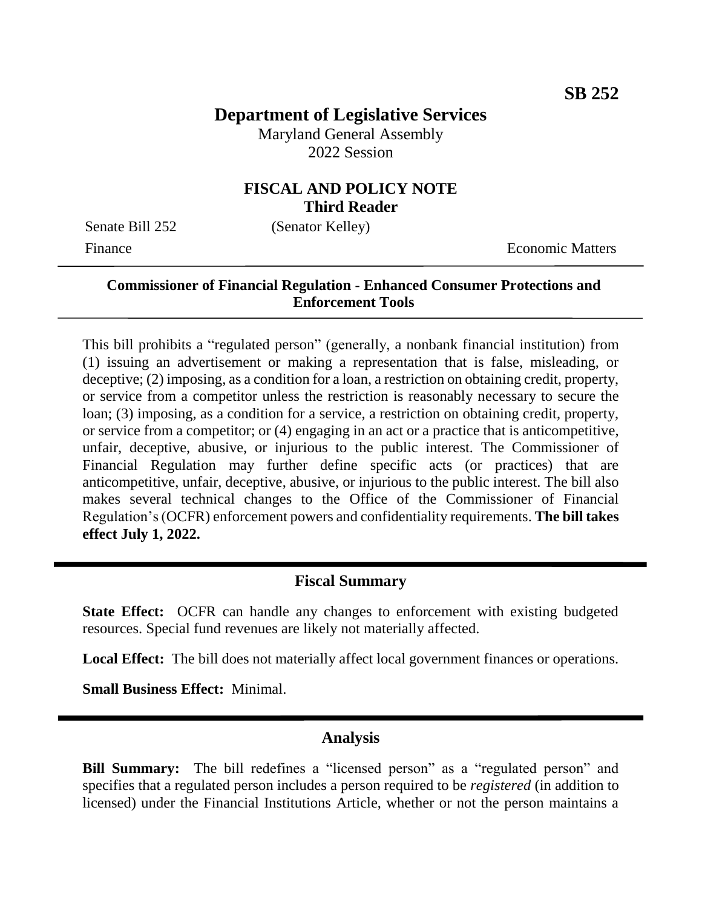**SB 252**

# Department of Legislative Services

Maryland General Assembly
2022 Session

## FISCAL AND POLICY NOTE
**Third Reader**

Senate Bill 252 (Senator Kelley)

Finance Economic Matters

---

**Commissioner of Financial Regulation - Enhanced Consumer Protections and Enforcement Tools**

---

This bill prohibits a "regulated person" (generally, a nonbank financial institution) from (1) issuing an advertisement or making a representation that is false, misleading, or deceptive; (2) imposing, as a condition for a loan, a restriction on obtaining credit, property, or service from a competitor unless the restriction is reasonably necessary to secure the loan; (3) imposing, as a condition for a service, a restriction on obtaining credit, property, or service from a competitor; or (4) engaging in an act or a practice that is anticompetitive, unfair, deceptive, abusive, or injurious to the public interest. The Commissioner of Financial Regulation may further define specific acts (or practices) that are anticompetitive, unfair, deceptive, abusive, or injurious to the public interest. The bill also makes several technical changes to the Office of the Commissioner of Financial Regulation's (OCFR) enforcement powers and confidentiality requirements. **The bill takes effect July 1, 2022.**

---

## Fiscal Summary

**State Effect:** OCFR can handle any changes to enforcement with existing budgeted resources. Special fund revenues are likely not materially affected.

**Local Effect:** The bill does not materially affect local government finances or operations.

**Small Business Effect:** Minimal.

---

## Analysis

**Bill Summary:** The bill redefines a "licensed person" as a "regulated person" and specifies that a regulated person includes a person required to be *registered* (in addition to licensed) under the Financial Institutions Article, whether or not the person maintains a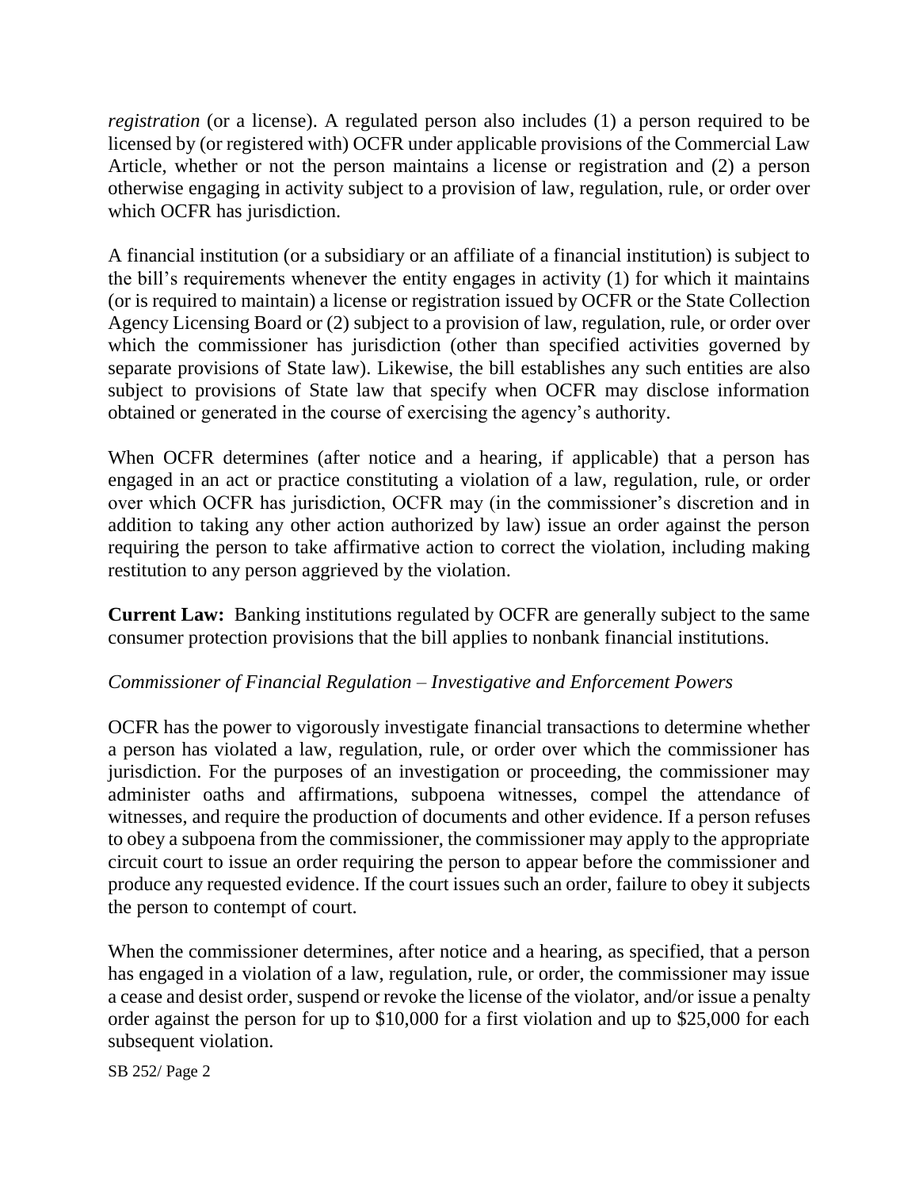*registration* (or a license). A regulated person also includes (1) a person required to be licensed by (or registered with) OCFR under applicable provisions of the Commercial Law Article, whether or not the person maintains a license or registration and (2) a person otherwise engaging in activity subject to a provision of law, regulation, rule, or order over which OCFR has jurisdiction.

A financial institution (or a subsidiary or an affiliate of a financial institution) is subject to the bill's requirements whenever the entity engages in activity (1) for which it maintains (or is required to maintain) a license or registration issued by OCFR or the State Collection Agency Licensing Board or (2) subject to a provision of law, regulation, rule, or order over which the commissioner has jurisdiction (other than specified activities governed by separate provisions of State law). Likewise, the bill establishes any such entities are also subject to provisions of State law that specify when OCFR may disclose information obtained or generated in the course of exercising the agency's authority.

When OCFR determines (after notice and a hearing, if applicable) that a person has engaged in an act or practice constituting a violation of a law, regulation, rule, or order over which OCFR has jurisdiction, OCFR may (in the commissioner's discretion and in addition to taking any other action authorized by law) issue an order against the person requiring the person to take affirmative action to correct the violation, including making restitution to any person aggrieved by the violation.

**Current Law:** Banking institutions regulated by OCFR are generally subject to the same consumer protection provisions that the bill applies to nonbank financial institutions.

*Commissioner of Financial Regulation – Investigative and Enforcement Powers*

OCFR has the power to vigorously investigate financial transactions to determine whether a person has violated a law, regulation, rule, or order over which the commissioner has jurisdiction. For the purposes of an investigation or proceeding, the commissioner may administer oaths and affirmations, subpoena witnesses, compel the attendance of witnesses, and require the production of documents and other evidence. If a person refuses to obey a subpoena from the commissioner, the commissioner may apply to the appropriate circuit court to issue an order requiring the person to appear before the commissioner and produce any requested evidence. If the court issues such an order, failure to obey it subjects the person to contempt of court.

When the commissioner determines, after notice and a hearing, as specified, that a person has engaged in a violation of a law, regulation, rule, or order, the commissioner may issue a cease and desist order, suspend or revoke the license of the violator, and/or issue a penalty order against the person for up to $10,000 for a first violation and up to $25,000 for each subsequent violation.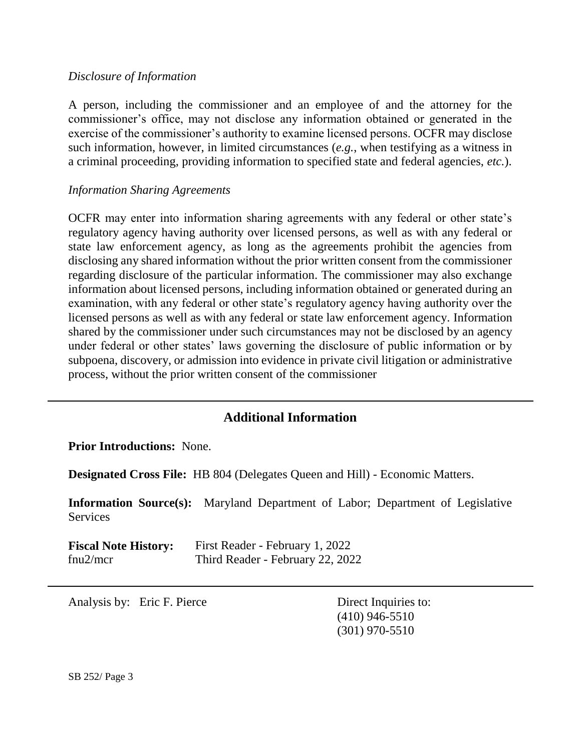*Disclosure of Information*

A person, including the commissioner and an employee of and the attorney for the commissioner's office, may not disclose any information obtained or generated in the exercise of the commissioner's authority to examine licensed persons. OCFR may disclose such information, however, in limited circumstances (*e.g.*, when testifying as a witness in a criminal proceeding, providing information to specified state and federal agencies, *etc.*).

*Information Sharing Agreements*

OCFR may enter into information sharing agreements with any federal or other state's regulatory agency having authority over licensed persons, as well as with any federal or state law enforcement agency, as long as the agreements prohibit the agencies from disclosing any shared information without the prior written consent from the commissioner regarding disclosure of the particular information. The commissioner may also exchange information about licensed persons, including information obtained or generated during an examination, with any federal or other state's regulatory agency having authority over the licensed persons as well as with any federal or state law enforcement agency. Information shared by the commissioner under such circumstances may not be disclosed by an agency under federal or other states' laws governing the disclosure of public information or by subpoena, discovery, or admission into evidence in private civil litigation or administrative process, without the prior written consent of the commissioner

## Additional Information

**Prior Introductions:** None.

**Designated Cross File:** HB 804 (Delegates Queen and Hill) - Economic Matters.

**Information Source(s):** Maryland Department of Labor; Department of Legislative Services

**Fiscal Note History:** First Reader - February 1, 2022
fnu2/mcr Third Reader - February 22, 2022

Analysis by: Eric F. Pierce

Direct Inquiries to:
(410) 946-5510
(301) 970-5510